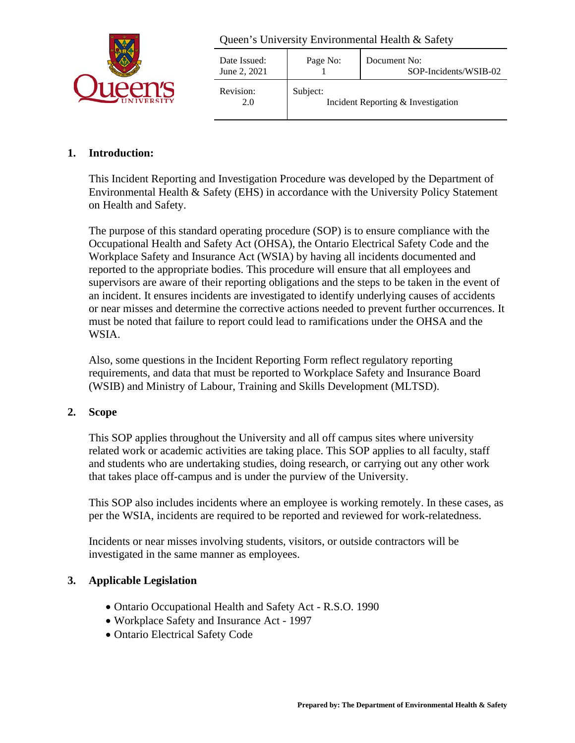Queen's University Environmental Health & Safety

| Date Issued: June 2, 2021 | Page No: 1 | Document No: SOP-Incidents/WSIB-02 |
|---|---|---|
| Revision: 2.0 | Subject: Incident Reporting & Investigation | |

## 1. Introduction:

This Incident Reporting and Investigation Procedure was developed by the Department of Environmental Health & Safety (EHS) in accordance with the University Policy Statement on Health and Safety.

The purpose of this standard operating procedure (SOP) is to ensure compliance with the Occupational Health and Safety Act (OHSA), the Ontario Electrical Safety Code and the Workplace Safety and Insurance Act (WSIA) by having all incidents documented and reported to the appropriate bodies. This procedure will ensure that all employees and supervisors are aware of their reporting obligations and the steps to be taken in the event of an incident. It ensures incidents are investigated to identify underlying causes of accidents or near misses and determine the corrective actions needed to prevent further occurrences. It must be noted that failure to report could lead to ramifications under the OHSA and the WSIA.

Also, some questions in the Incident Reporting Form reflect regulatory reporting requirements, and data that must be reported to Workplace Safety and Insurance Board (WSIB) and Ministry of Labour, Training and Skills Development (MLTSD).

## 2. Scope

This SOP applies throughout the University and all off campus sites where university related work or academic activities are taking place. This SOP applies to all faculty, staff and students who are undertaking studies, doing research, or carrying out any other work that takes place off-campus and is under the purview of the University.

This SOP also includes incidents where an employee is working remotely. In these cases, as per the WSIA, incidents are required to be reported and reviewed for work-relatedness.

Incidents or near misses involving students, visitors, or outside contractors will be investigated in the same manner as employees.

## 3. Applicable Legislation

- Ontario Occupational Health and Safety Act - R.S.O. 1990
- Workplace Safety and Insurance Act - 1997
- Ontario Electrical Safety Code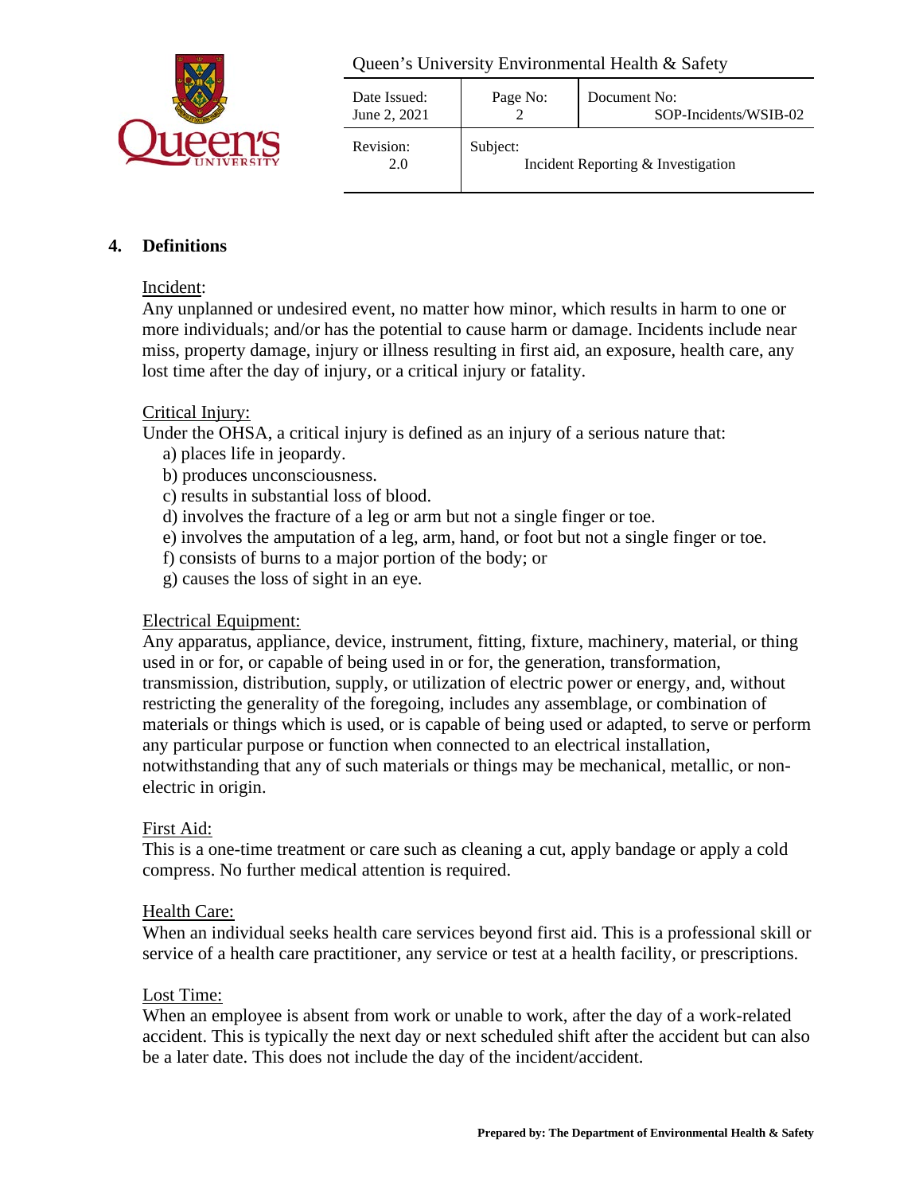## 4. Definitions

Incident:

Any unplanned or undesired event, no matter how minor, which results in harm to one or more individuals; and/or has the potential to cause harm or damage. Incidents include near miss, property damage, injury or illness resulting in first aid, an exposure, health care, any lost time after the day of injury, or a critical injury or fatality.

Critical Injury:

Under the OHSA, a critical injury is defined as an injury of a serious nature that:

a) places life in jeopardy.
b) produces unconsciousness.
c) results in substantial loss of blood.
d) involves the fracture of a leg or arm but not a single finger or toe.
e) involves the amputation of a leg, arm, hand, or foot but not a single finger or toe.
f) consists of burns to a major portion of the body; or
g) causes the loss of sight in an eye.

Electrical Equipment:

Any apparatus, appliance, device, instrument, fitting, fixture, machinery, material, or thing used in or for, or capable of being used in or for, the generation, transformation, transmission, distribution, supply, or utilization of electric power or energy, and, without restricting the generality of the foregoing, includes any assemblage, or combination of materials or things which is used, or is capable of being used or adapted, to serve or perform any particular purpose or function when connected to an electrical installation, notwithstanding that any of such materials or things may be mechanical, metallic, or non-electric in origin.

First Aid:

This is a one-time treatment or care such as cleaning a cut, apply bandage or apply a cold compress. No further medical attention is required.

Health Care:

When an individual seeks health care services beyond first aid. This is a professional skill or service of a health care practitioner, any service or test at a health facility, or prescriptions.

Lost Time:

When an employee is absent from work or unable to work, after the day of a work-related accident. This is typically the next day or next scheduled shift after the accident but can also be a later date. This does not include the day of the incident/accident.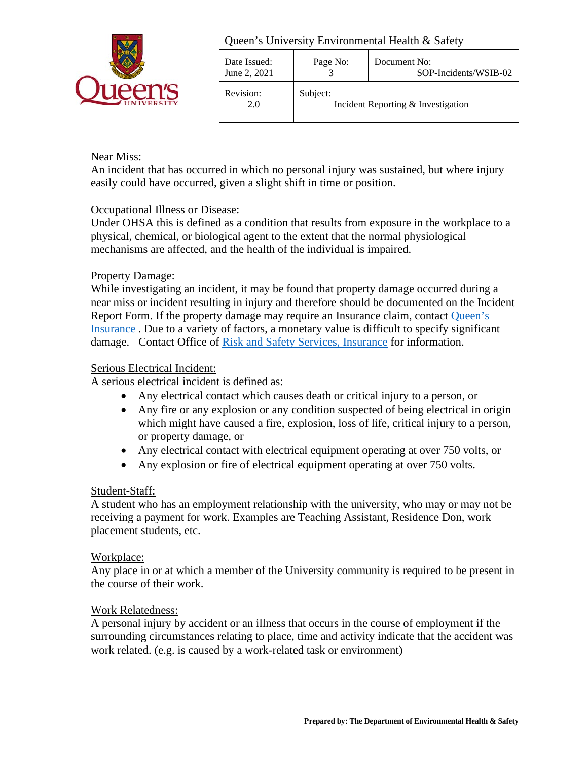Near Miss:
An incident that has occurred in which no personal injury was sustained, but where injury easily could have occurred, given a slight shift in time or position.

Occupational Illness or Disease:
Under OHSA this is defined as a condition that results from exposure in the workplace to a physical, chemical, or biological agent to the extent that the normal physiological mechanisms are affected, and the health of the individual is impaired.

Property Damage:
While investigating an incident, it may be found that property damage occurred during a near miss or incident resulting in injury and therefore should be documented on the Incident Report Form. If the property damage may require an Insurance claim, contact Queen's Insurance . Due to a variety of factors, a monetary value is difficult to specify significant damage. Contact Office of Risk and Safety Services, Insurance for information.

Serious Electrical Incident:
A serious electrical incident is defined as:

- Any electrical contact which causes death or critical injury to a person, or
- Any fire or any explosion or any condition suspected of being electrical in origin which might have caused a fire, explosion, loss of life, critical injury to a person, or property damage, or
- Any electrical contact with electrical equipment operating at over 750 volts, or
- Any explosion or fire of electrical equipment operating at over 750 volts.

Student-Staff:
A student who has an employment relationship with the university, who may or may not be receiving a payment for work. Examples are Teaching Assistant, Residence Don, work placement students, etc.

Workplace:
Any place in or at which a member of the University community is required to be present in the course of their work.

Work Relatedness:
A personal injury by accident or an illness that occurs in the course of employment if the surrounding circumstances relating to place, time and activity indicate that the accident was work related. (e.g. is caused by a work-related task or environment)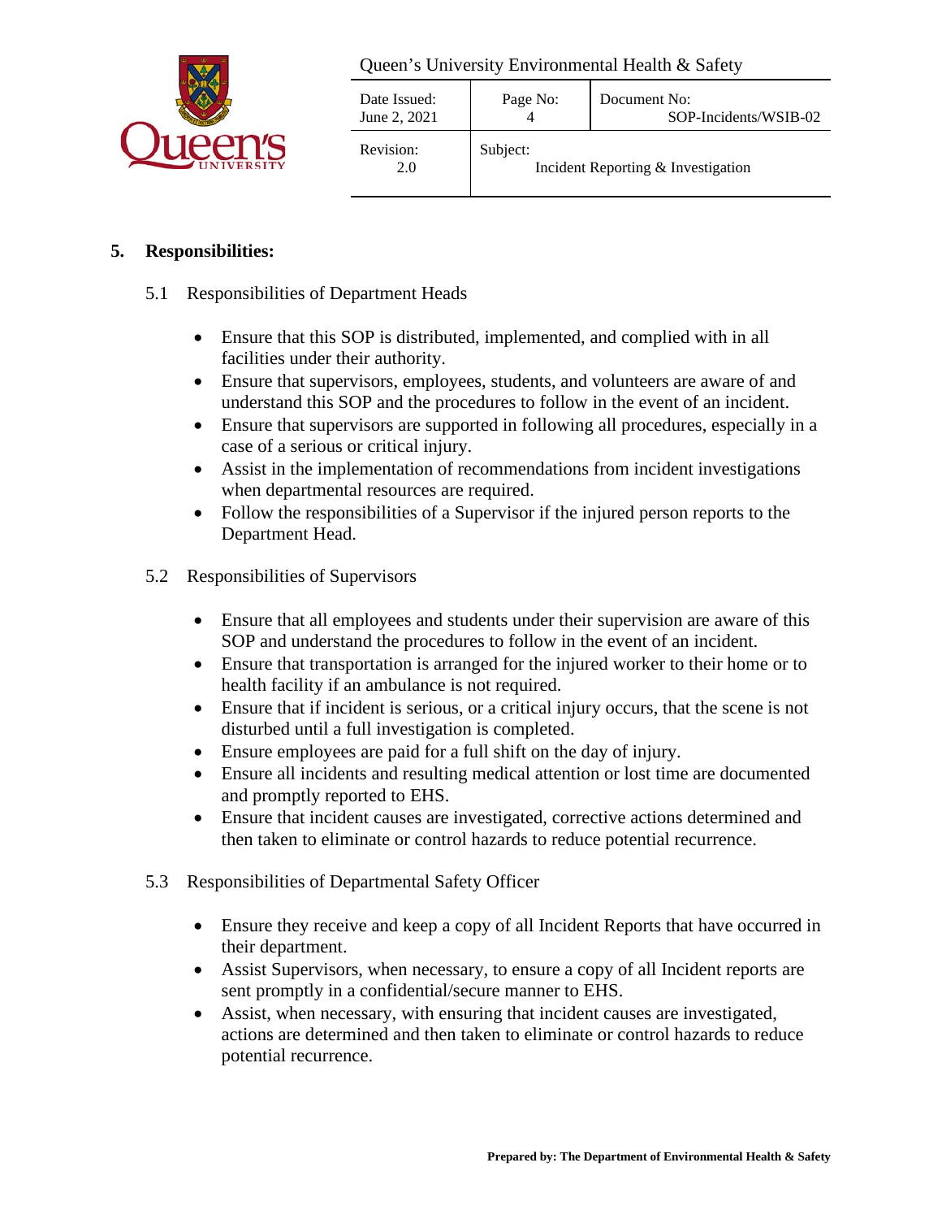## 5. Responsibilities:

### 5.1 Responsibilities of Department Heads

- Ensure that this SOP is distributed, implemented, and complied with in all facilities under their authority.
- Ensure that supervisors, employees, students, and volunteers are aware of and understand this SOP and the procedures to follow in the event of an incident.
- Ensure that supervisors are supported in following all procedures, especially in a case of a serious or critical injury.
- Assist in the implementation of recommendations from incident investigations when departmental resources are required.
- Follow the responsibilities of a Supervisor if the injured person reports to the Department Head.

### 5.2 Responsibilities of Supervisors

- Ensure that all employees and students under their supervision are aware of this SOP and understand the procedures to follow in the event of an incident.
- Ensure that transportation is arranged for the injured worker to their home or to health facility if an ambulance is not required.
- Ensure that if incident is serious, or a critical injury occurs, that the scene is not disturbed until a full investigation is completed.
- Ensure employees are paid for a full shift on the day of injury.
- Ensure all incidents and resulting medical attention or lost time are documented and promptly reported to EHS.
- Ensure that incident causes are investigated, corrective actions determined and then taken to eliminate or control hazards to reduce potential recurrence.

### 5.3 Responsibilities of Departmental Safety Officer

- Ensure they receive and keep a copy of all Incident Reports that have occurred in their department.
- Assist Supervisors, when necessary, to ensure a copy of all Incident reports are sent promptly in a confidential/secure manner to EHS.
- Assist, when necessary, with ensuring that incident causes are investigated, actions are determined and then taken to eliminate or control hazards to reduce potential recurrence.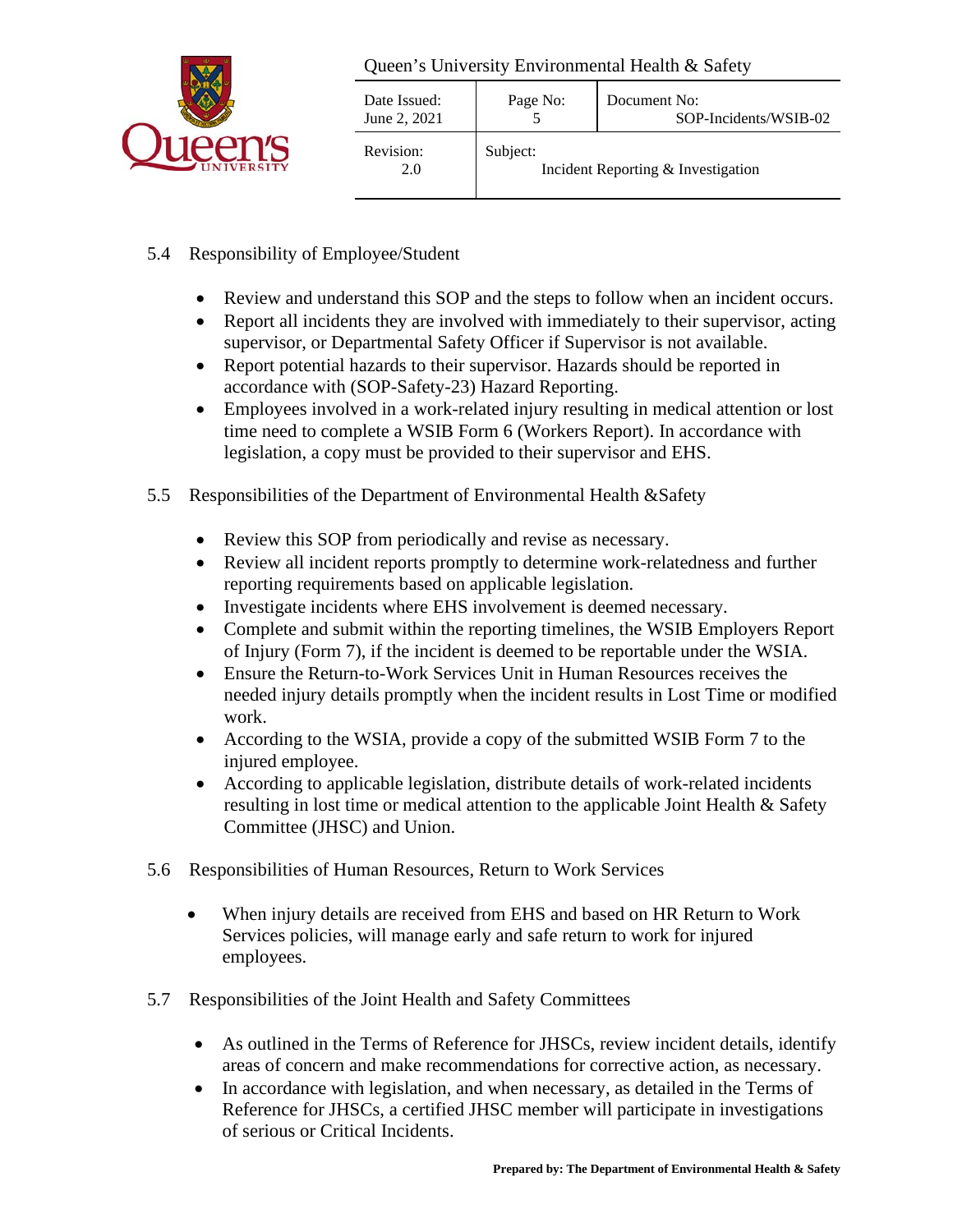## 5.4 Responsibility of Employee/Student

- Review and understand this SOP and the steps to follow when an incident occurs.
- Report all incidents they are involved with immediately to their supervisor, acting supervisor, or Departmental Safety Officer if Supervisor is not available.
- Report potential hazards to their supervisor. Hazards should be reported in accordance with (SOP-Safety-23) Hazard Reporting.
- Employees involved in a work-related injury resulting in medical attention or lost time need to complete a WSIB Form 6 (Workers Report). In accordance with legislation, a copy must be provided to their supervisor and EHS.

## 5.5 Responsibilities of the Department of Environmental Health &Safety

- Review this SOP from periodically and revise as necessary.
- Review all incident reports promptly to determine work-relatedness and further reporting requirements based on applicable legislation.
- Investigate incidents where EHS involvement is deemed necessary.
- Complete and submit within the reporting timelines, the WSIB Employers Report of Injury (Form 7), if the incident is deemed to be reportable under the WSIA.
- Ensure the Return-to-Work Services Unit in Human Resources receives the needed injury details promptly when the incident results in Lost Time or modified work.
- According to the WSIA, provide a copy of the submitted WSIB Form 7 to the injured employee.
- According to applicable legislation, distribute details of work-related incidents resulting in lost time or medical attention to the applicable Joint Health & Safety Committee (JHSC) and Union.

## 5.6 Responsibilities of Human Resources, Return to Work Services

- When injury details are received from EHS and based on HR Return to Work Services policies, will manage early and safe return to work for injured employees.

## 5.7 Responsibilities of the Joint Health and Safety Committees

- As outlined in the Terms of Reference for JHSCs, review incident details, identify areas of concern and make recommendations for corrective action, as necessary.
- In accordance with legislation, and when necessary, as detailed in the Terms of Reference for JHSCs, a certified JHSC member will participate in investigations of serious or Critical Incidents.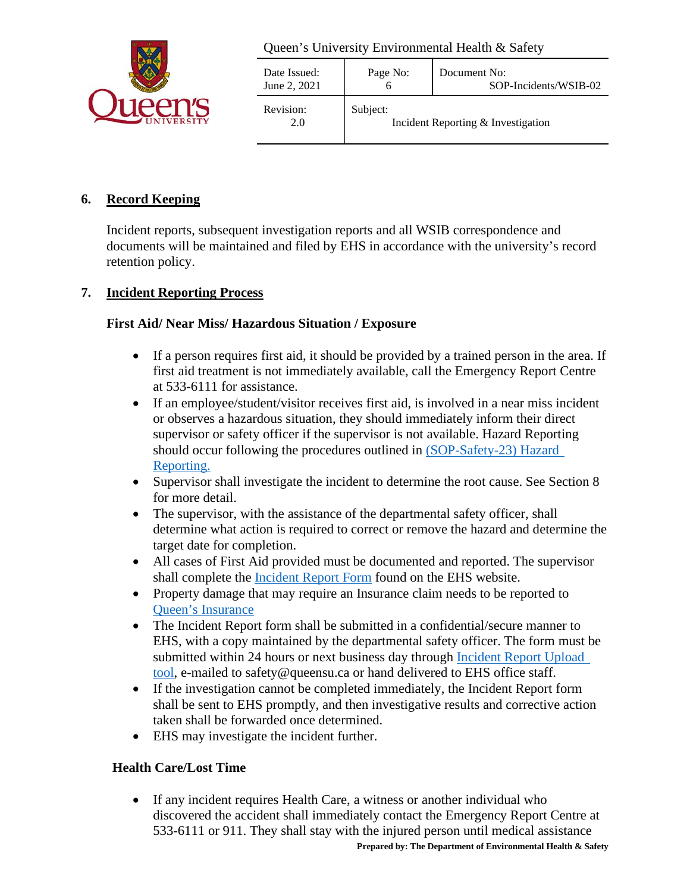## 6. Record Keeping

Incident reports, subsequent investigation reports and all WSIB correspondence and documents will be maintained and filed by EHS in accordance with the university's record retention policy.

## 7. Incident Reporting Process

### First Aid/ Near Miss/ Hazardous Situation / Exposure

- If a person requires first aid, it should be provided by a trained person in the area. If first aid treatment is not immediately available, call the Emergency Report Centre at 533-6111 for assistance.
- If an employee/student/visitor receives first aid, is involved in a near miss incident or observes a hazardous situation, they should immediately inform their direct supervisor or safety officer if the supervisor is not available. Hazard Reporting should occur following the procedures outlined in (SOP-Safety-23) Hazard Reporting.
- Supervisor shall investigate the incident to determine the root cause. See Section 8 for more detail.
- The supervisor, with the assistance of the departmental safety officer, shall determine what action is required to correct or remove the hazard and determine the target date for completion.
- All cases of First Aid provided must be documented and reported. The supervisor shall complete the Incident Report Form found on the EHS website.
- Property damage that may require an Insurance claim needs to be reported to Queen's Insurance
- The Incident Report form shall be submitted in a confidential/secure manner to EHS, with a copy maintained by the departmental safety officer. The form must be submitted within 24 hours or next business day through Incident Report Upload tool, e-mailed to safety@queensu.ca or hand delivered to EHS office staff.
- If the investigation cannot be completed immediately, the Incident Report form shall be sent to EHS promptly, and then investigative results and corrective action taken shall be forwarded once determined.
- EHS may investigate the incident further.

### Health Care/Lost Time

- If any incident requires Health Care, a witness or another individual who discovered the accident shall immediately contact the Emergency Report Centre at 533-6111 or 911. They shall stay with the injured person until medical assistance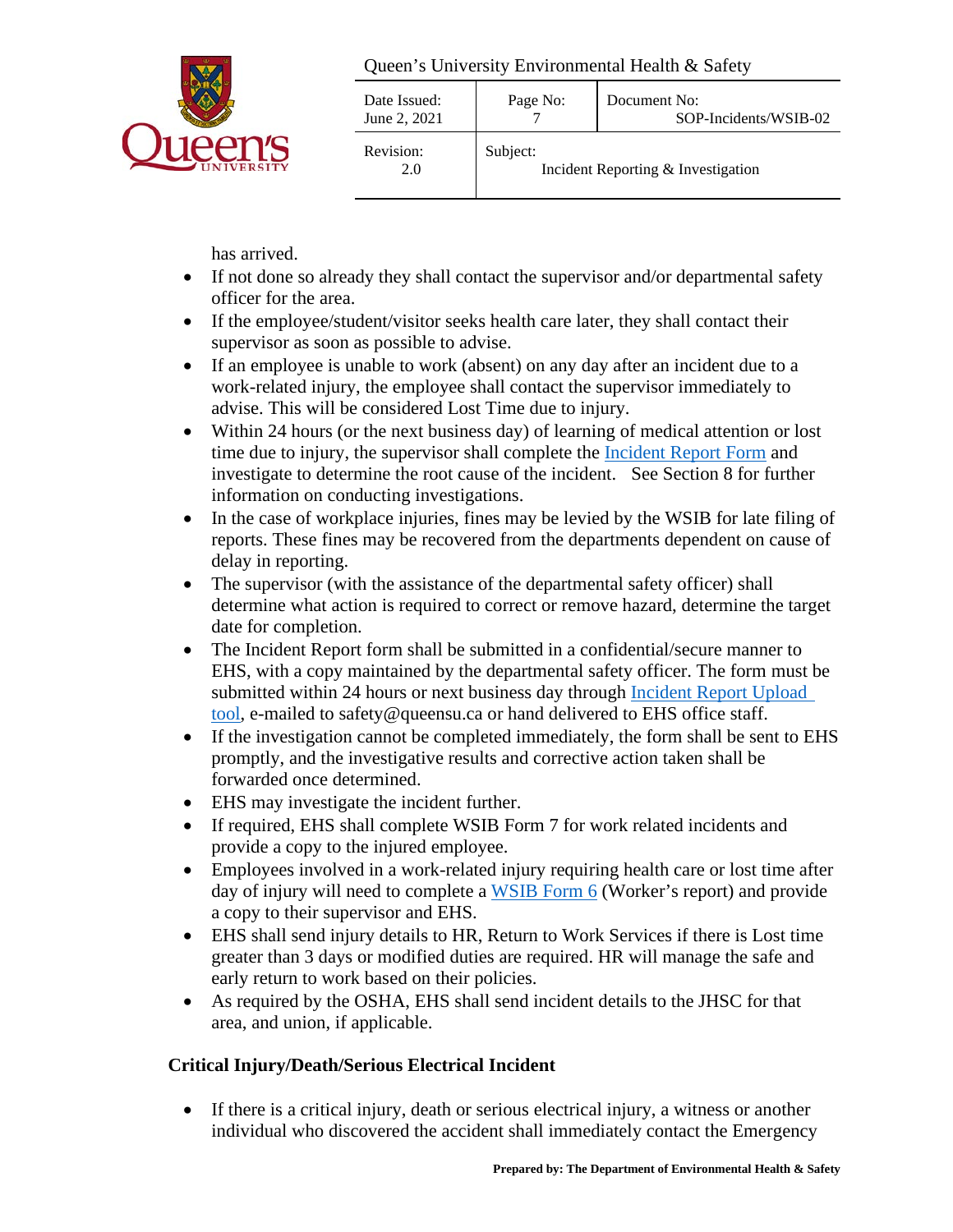has arrived.

- If not done so already they shall contact the supervisor and/or departmental safety officer for the area.
- If the employee/student/visitor seeks health care later, they shall contact their supervisor as soon as possible to advise.
- If an employee is unable to work (absent) on any day after an incident due to a work-related injury, the employee shall contact the supervisor immediately to advise. This will be considered Lost Time due to injury.
- Within 24 hours (or the next business day) of learning of medical attention or lost time due to injury, the supervisor shall complete the Incident Report Form and investigate to determine the root cause of the incident. See Section 8 for further information on conducting investigations.
- In the case of workplace injuries, fines may be levied by the WSIB for late filing of reports. These fines may be recovered from the departments dependent on cause of delay in reporting.
- The supervisor (with the assistance of the departmental safety officer) shall determine what action is required to correct or remove hazard, determine the target date for completion.
- The Incident Report form shall be submitted in a confidential/secure manner to EHS, with a copy maintained by the departmental safety officer. The form must be submitted within 24 hours or next business day through Incident Report Upload tool, e-mailed to safety@queensu.ca or hand delivered to EHS office staff.
- If the investigation cannot be completed immediately, the form shall be sent to EHS promptly, and the investigative results and corrective action taken shall be forwarded once determined.
- EHS may investigate the incident further.
- If required, EHS shall complete WSIB Form 7 for work related incidents and provide a copy to the injured employee.
- Employees involved in a work-related injury requiring health care or lost time after day of injury will need to complete a WSIB Form 6 (Worker's report) and provide a copy to their supervisor and EHS.
- EHS shall send injury details to HR, Return to Work Services if there is Lost time greater than 3 days or modified duties are required. HR will manage the safe and early return to work based on their policies.
- As required by the OSHA, EHS shall send incident details to the JHSC for that area, and union, if applicable.

**Critical Injury/Death/Serious Electrical Incident**

- If there is a critical injury, death or serious electrical injury, a witness or another individual who discovered the accident shall immediately contact the Emergency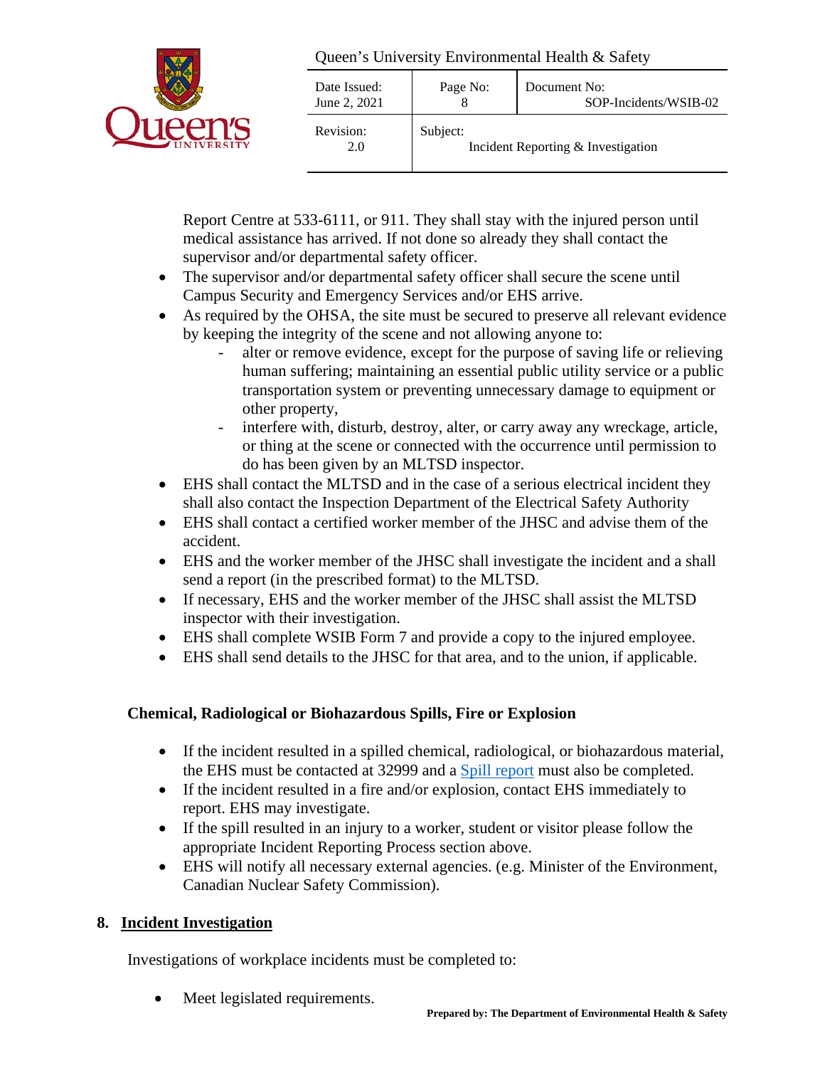Report Centre at 533-6111, or 911. They shall stay with the injured person until medical assistance has arrived. If not done so already they shall contact the supervisor and/or departmental safety officer.

- The supervisor and/or departmental safety officer shall secure the scene until Campus Security and Emergency Services and/or EHS arrive.
- As required by the OHSA, the site must be secured to preserve all relevant evidence by keeping the integrity of the scene and not allowing anyone to:
    - alter or remove evidence, except for the purpose of saving life or relieving human suffering; maintaining an essential public utility service or a public transportation system or preventing unnecessary damage to equipment or other property,
    - interfere with, disturb, destroy, alter, or carry away any wreckage, article, or thing at the scene or connected with the occurrence until permission to do has been given by an MLTSD inspector.
- EHS shall contact the MLTSD and in the case of a serious electrical incident they shall also contact the Inspection Department of the Electrical Safety Authority
- EHS shall contact a certified worker member of the JHSC and advise them of the accident.
- EHS and the worker member of the JHSC shall investigate the incident and a shall send a report (in the prescribed format) to the MLTSD.
- If necessary, EHS and the worker member of the JHSC shall assist the MLTSD inspector with their investigation.
- EHS shall complete WSIB Form 7 and provide a copy to the injured employee.
- EHS shall send details to the JHSC for that area, and to the union, if applicable.

**Chemical, Radiological or Biohazardous Spills, Fire or Explosion**

- If the incident resulted in a spilled chemical, radiological, or biohazardous material, the EHS must be contacted at 32999 and a Spill report must also be completed.
- If the incident resulted in a fire and/or explosion, contact EHS immediately to report. EHS may investigate.
- If the spill resulted in an injury to a worker, student or visitor please follow the appropriate Incident Reporting Process section above.
- EHS will notify all necessary external agencies. (e.g. Minister of the Environment, Canadian Nuclear Safety Commission).

## 8. Incident Investigation

Investigations of workplace incidents must be completed to:

- Meet legislated requirements.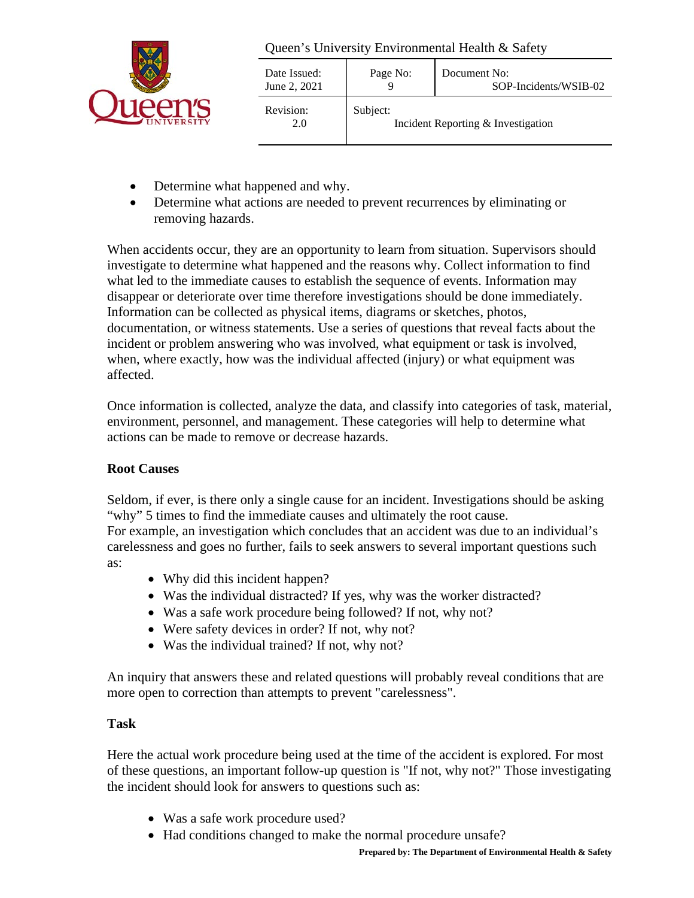- Determine what happened and why.
- Determine what actions are needed to prevent recurrences by eliminating or removing hazards.

When accidents occur, they are an opportunity to learn from situation. Supervisors should investigate to determine what happened and the reasons why. Collect information to find what led to the immediate causes to establish the sequence of events. Information may disappear or deteriorate over time therefore investigations should be done immediately. Information can be collected as physical items, diagrams or sketches, photos, documentation, or witness statements. Use a series of questions that reveal facts about the incident or problem answering who was involved, what equipment or task is involved, when, where exactly, how was the individual affected (injury) or what equipment was affected.

Once information is collected, analyze the data, and classify into categories of task, material, environment, personnel, and management. These categories will help to determine what actions can be made to remove or decrease hazards.

**Root Causes**

Seldom, if ever, is there only a single cause for an incident. Investigations should be asking "why" 5 times to find the immediate causes and ultimately the root cause.
For example, an investigation which concludes that an accident was due to an individual's carelessness and goes no further, fails to seek answers to several important questions such as:

- Why did this incident happen?
- Was the individual distracted? If yes, why was the worker distracted?
- Was a safe work procedure being followed? If not, why not?
- Were safety devices in order? If not, why not?
- Was the individual trained? If not, why not?

An inquiry that answers these and related questions will probably reveal conditions that are more open to correction than attempts to prevent "carelessness".

**Task**

Here the actual work procedure being used at the time of the accident is explored. For most of these questions, an important follow-up question is "If not, why not?" Those investigating the incident should look for answers to questions such as:

- Was a safe work procedure used?
- Had conditions changed to make the normal procedure unsafe?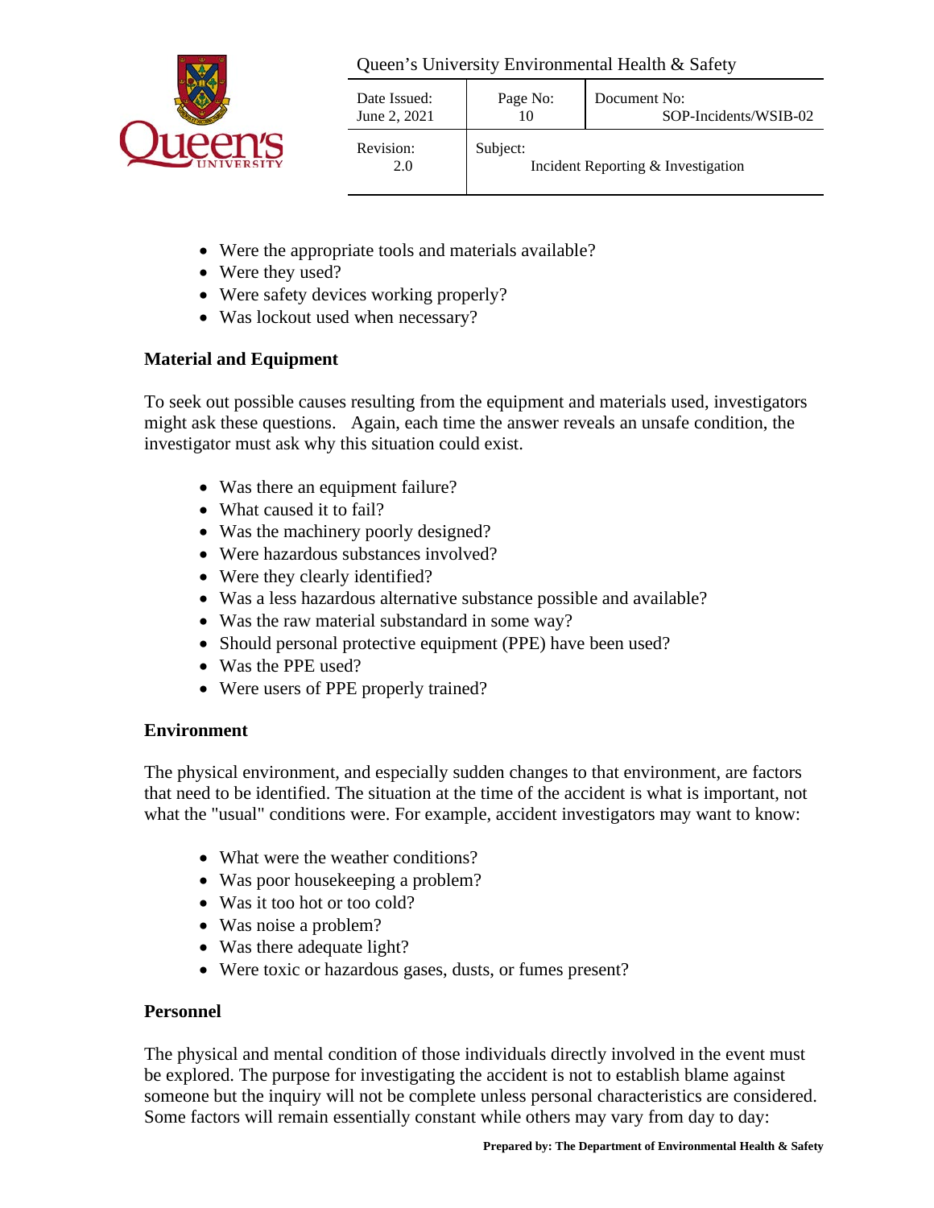- Were the appropriate tools and materials available?
- Were they used?
- Were safety devices working properly?
- Was lockout used when necessary?

**Material and Equipment**

To seek out possible causes resulting from the equipment and materials used, investigators might ask these questions. Again, each time the answer reveals an unsafe condition, the investigator must ask why this situation could exist.

- Was there an equipment failure?
- What caused it to fail?
- Was the machinery poorly designed?
- Were hazardous substances involved?
- Were they clearly identified?
- Was a less hazardous alternative substance possible and available?
- Was the raw material substandard in some way?
- Should personal protective equipment (PPE) have been used?
- Was the PPE used?
- Were users of PPE properly trained?

**Environment**

The physical environment, and especially sudden changes to that environment, are factors that need to be identified. The situation at the time of the accident is what is important, not what the "usual" conditions were. For example, accident investigators may want to know:

- What were the weather conditions?
- Was poor housekeeping a problem?
- Was it too hot or too cold?
- Was noise a problem?
- Was there adequate light?
- Were toxic or hazardous gases, dusts, or fumes present?

**Personnel**

The physical and mental condition of those individuals directly involved in the event must be explored. The purpose for investigating the accident is not to establish blame against someone but the inquiry will not be complete unless personal characteristics are considered. Some factors will remain essentially constant while others may vary from day to day: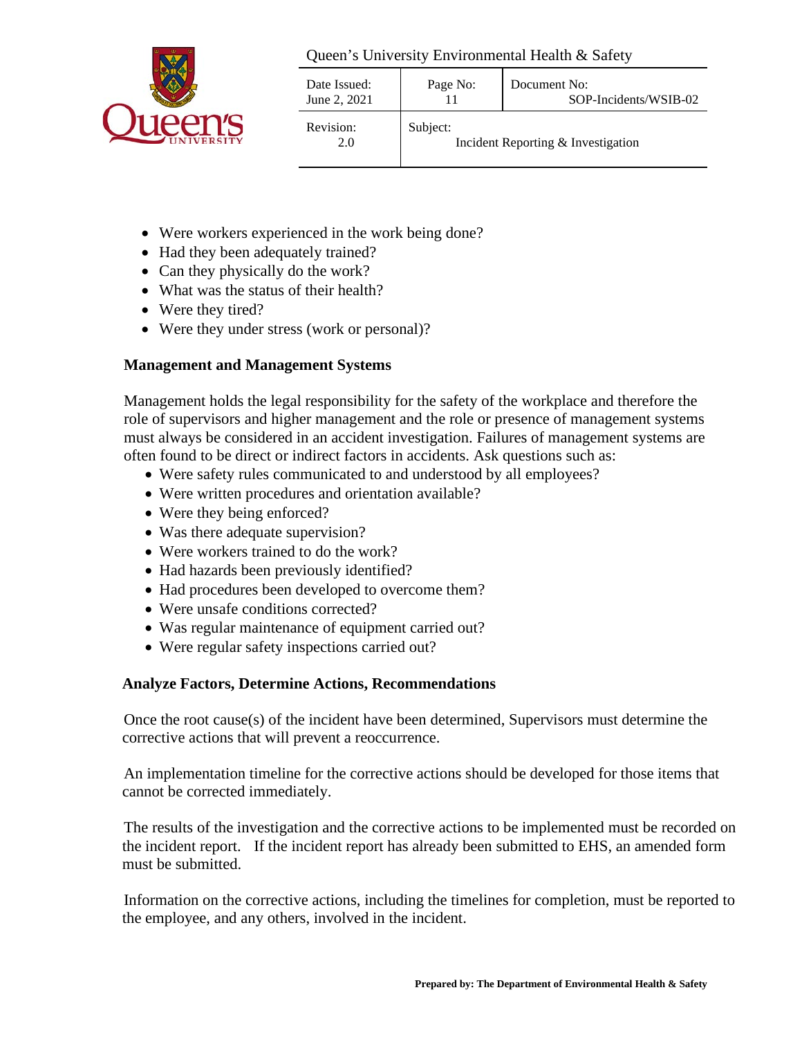- Were workers experienced in the work being done?
- Had they been adequately trained?
- Can they physically do the work?
- What was the status of their health?
- Were they tired?
- Were they under stress (work or personal)?

**Management and Management Systems**

Management holds the legal responsibility for the safety of the workplace and therefore the role of supervisors and higher management and the role or presence of management systems must always be considered in an accident investigation. Failures of management systems are often found to be direct or indirect factors in accidents. Ask questions such as:

- Were safety rules communicated to and understood by all employees?
- Were written procedures and orientation available?
- Were they being enforced?
- Was there adequate supervision?
- Were workers trained to do the work?
- Had hazards been previously identified?
- Had procedures been developed to overcome them?
- Were unsafe conditions corrected?
- Was regular maintenance of equipment carried out?
- Were regular safety inspections carried out?

**Analyze Factors, Determine Actions, Recommendations**

Once the root cause(s) of the incident have been determined, Supervisors must determine the corrective actions that will prevent a reoccurrence.

An implementation timeline for the corrective actions should be developed for those items that cannot be corrected immediately.

The results of the investigation and the corrective actions to be implemented must be recorded on the incident report. If the incident report has already been submitted to EHS, an amended form must be submitted.

Information on the corrective actions, including the timelines for completion, must be reported to the employee, and any others, involved in the incident.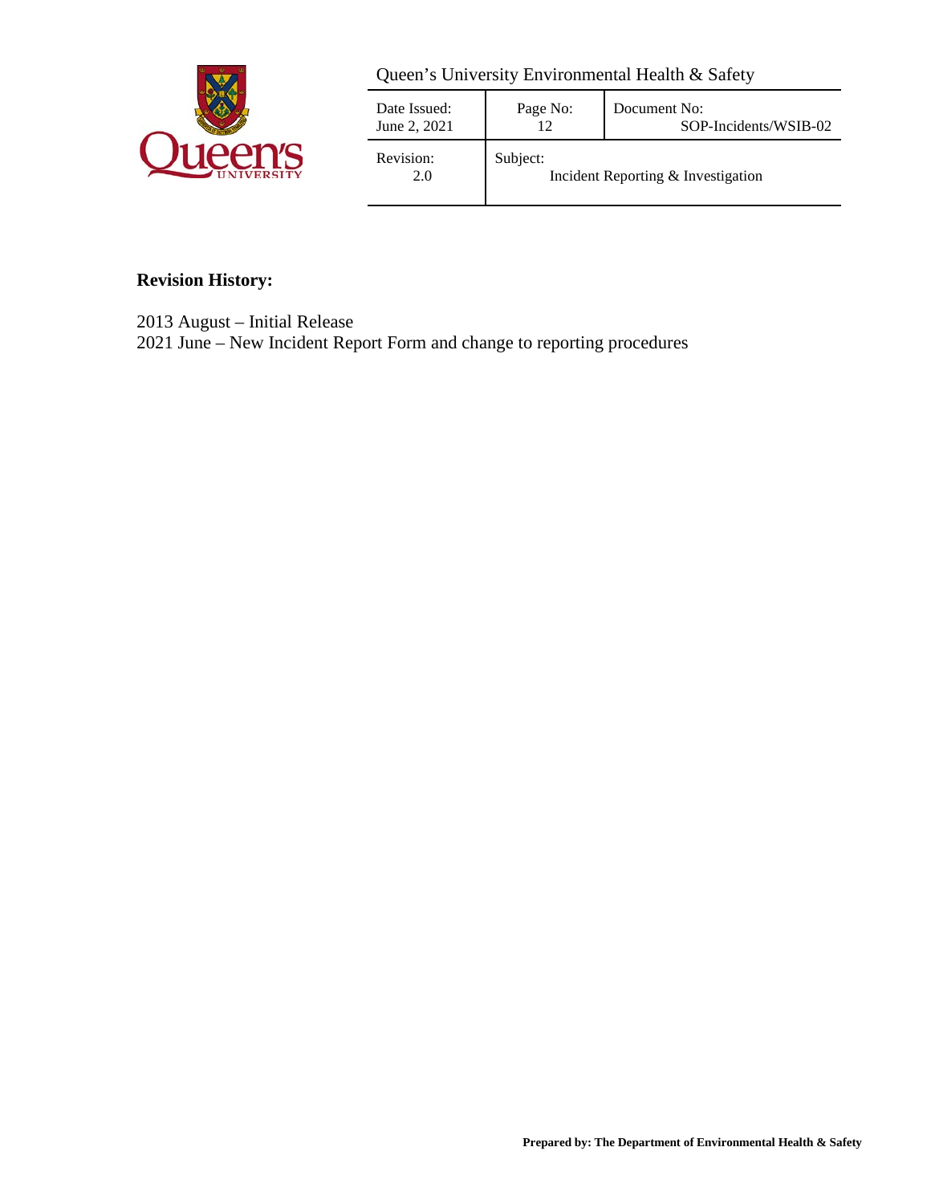**Revision History:**

2013 August – Initial Release
2021 June – New Incident Report Form and change to reporting procedures